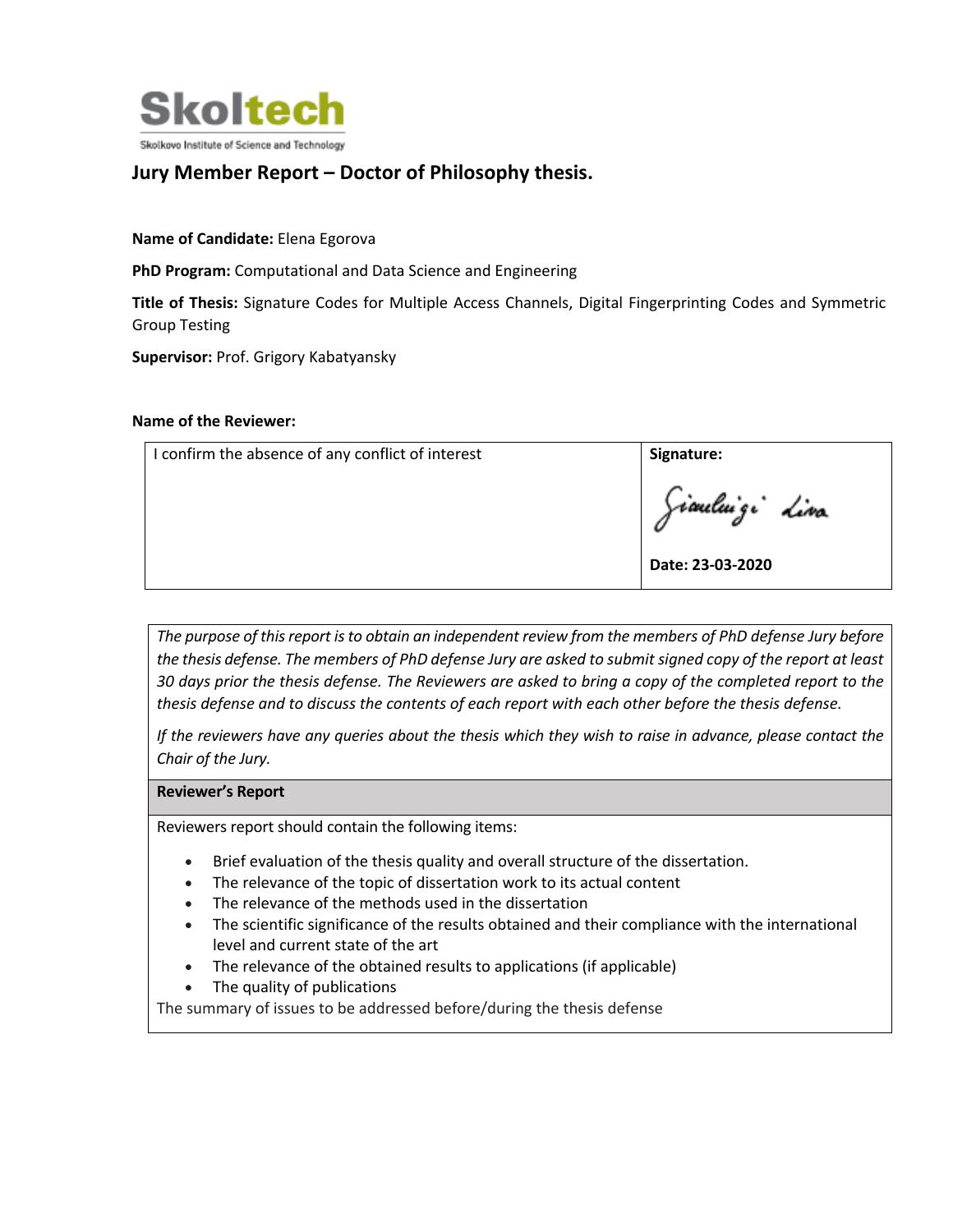Skoltech

Skolkovo Institute of Science and Technology

## Jury Member Report – Doctor of Philosophy thesis.

**Name of Candidate:** Elena Egorova

**PhD Program:** Computational and Data Science and Engineering

**Title of Thesis:** Signature Codes for Multiple Access Channels, Digital Fingerprinting Codes and Symmetric Group Testing

**Supervisor:** Prof. Grigory Kabatyansky

**Name of the Reviewer:**

| I confirm the absence of any conflict of interest | **Signature:** Gianluigi Liva<br><br>**Date: 23-03-2020** |
|---|---|

*The purpose of this report is to obtain an independent review from the members of PhD defense Jury before the thesis defense. The members of PhD defense Jury are asked to submit signed copy of the report at least 30 days prior the thesis defense. The Reviewers are asked to bring a copy of the completed report to the thesis defense and to discuss the contents of each report with each other before the thesis defense.*

*If the reviewers have any queries about the thesis which they wish to raise in advance, please contact the Chair of the Jury.*

**Reviewer's Report**

Reviewers report should contain the following items:

- Brief evaluation of the thesis quality and overall structure of the dissertation.
- The relevance of the topic of dissertation work to its actual content
- The relevance of the methods used in the dissertation
- The scientific significance of the results obtained and their compliance with the international level and current state of the art
- The relevance of the obtained results to applications (if applicable)
- The quality of publications

The summary of issues to be addressed before/during the thesis defense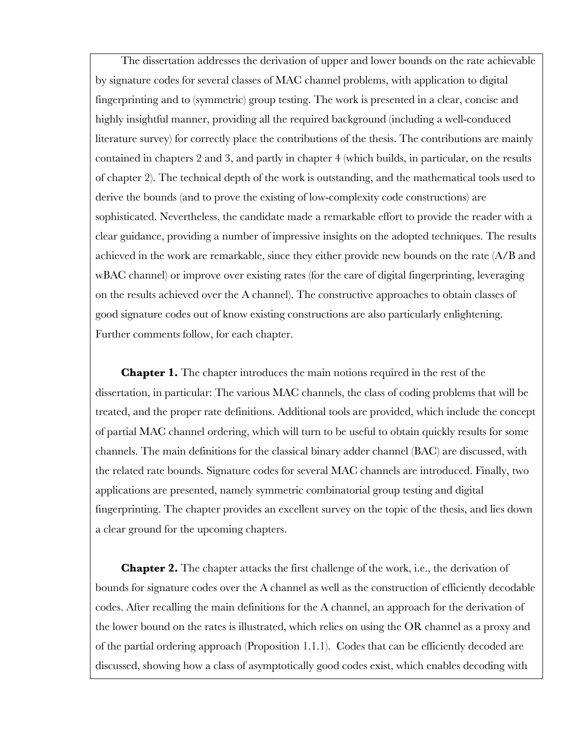The dissertation addresses the derivation of upper and lower bounds on the rate achievable by signature codes for several classes of MAC channel problems, with application to digital fingerprinting and to (symmetric) group testing. The work is presented in a clear, concise and highly insightful manner, providing all the required background (including a well-conduced literature survey) for correctly place the contributions of the thesis. The contributions are mainly contained in chapters 2 and 3, and partly in chapter 4 (which builds, in particular, on the results of chapter 2). The technical depth of the work is outstanding, and the mathematical tools used to derive the bounds (and to prove the existing of low-complexity code constructions) are sophisticated. Nevertheless, the candidate made a remarkable effort to provide the reader with a clear guidance, providing a number of impressive insights on the adopted techniques. The results achieved in the work are remarkable, since they either provide new bounds on the rate (A/B and wBAC channel) or improve over existing rates (for the care of digital fingerprinting, leveraging on the results achieved over the A channel). The constructive approaches to obtain classes of good signature codes out of know existing constructions are also particularly enlightening. Further comments follow, for each chapter.

**Chapter 1.** The chapter introduces the main notions required in the rest of the dissertation, in particular: The various MAC channels, the class of coding problems that will be treated, and the proper rate definitions. Additional tools are provided, which include the concept of partial MAC channel ordering, which will turn to be useful to obtain quickly results for some channels. The main definitions for the classical binary adder channel (BAC) are discussed, with the related rate bounds. Signature codes for several MAC channels are introduced. Finally, two applications are presented, namely symmetric combinatorial group testing and digital fingerprinting. The chapter provides an excellent survey on the topic of the thesis, and lies down a clear ground for the upcoming chapters.

**Chapter 2.** The chapter attacks the first challenge of the work, i.e., the derivation of bounds for signature codes over the A channel as well as the construction of efficiently decodable codes. After recalling the main definitions for the A channel, an approach for the derivation of the lower bound on the rates is illustrated, which relies on using the OR channel as a proxy and of the partial ordering approach (Proposition 1.1.1). Codes that can be efficiently decoded are discussed, showing how a class of asymptotically good codes exist, which enables decoding with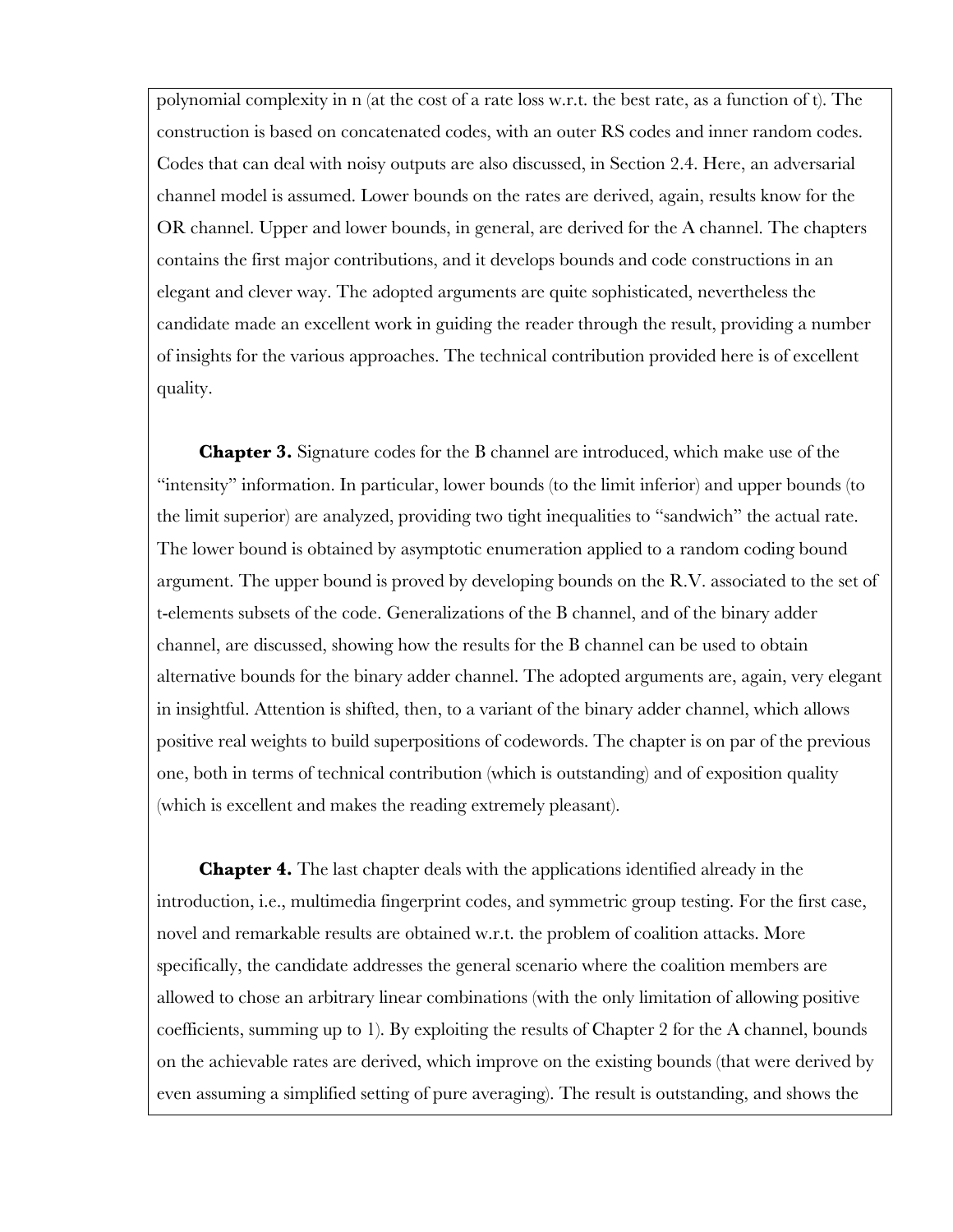polynomial complexity in n (at the cost of a rate loss w.r.t. the best rate, as a function of t). The construction is based on concatenated codes, with an outer RS codes and inner random codes. Codes that can deal with noisy outputs are also discussed, in Section 2.4. Here, an adversarial channel model is assumed. Lower bounds on the rates are derived, again, results know for the OR channel. Upper and lower bounds, in general, are derived for the A channel. The chapters contains the first major contributions, and it develops bounds and code constructions in an elegant and clever way. The adopted arguments are quite sophisticated, nevertheless the candidate made an excellent work in guiding the reader through the result, providing a number of insights for the various approaches. The technical contribution provided here is of excellent quality.

**Chapter 3.** Signature codes for the B channel are introduced, which make use of the "intensity" information. In particular, lower bounds (to the limit inferior) and upper bounds (to the limit superior) are analyzed, providing two tight inequalities to "sandwich" the actual rate. The lower bound is obtained by asymptotic enumeration applied to a random coding bound argument. The upper bound is proved by developing bounds on the R.V. associated to the set of t-elements subsets of the code. Generalizations of the B channel, and of the binary adder channel, are discussed, showing how the results for the B channel can be used to obtain alternative bounds for the binary adder channel. The adopted arguments are, again, very elegant in insightful. Attention is shifted, then, to a variant of the binary adder channel, which allows positive real weights to build superpositions of codewords. The chapter is on par of the previous one, both in terms of technical contribution (which is outstanding) and of exposition quality (which is excellent and makes the reading extremely pleasant).

**Chapter 4.** The last chapter deals with the applications identified already in the introduction, i.e., multimedia fingerprint codes, and symmetric group testing. For the first case, novel and remarkable results are obtained w.r.t. the problem of coalition attacks. More specifically, the candidate addresses the general scenario where the coalition members are allowed to chose an arbitrary linear combinations (with the only limitation of allowing positive coefficients, summing up to 1). By exploiting the results of Chapter 2 for the A channel, bounds on the achievable rates are derived, which improve on the existing bounds (that were derived by even assuming a simplified setting of pure averaging). The result is outstanding, and shows the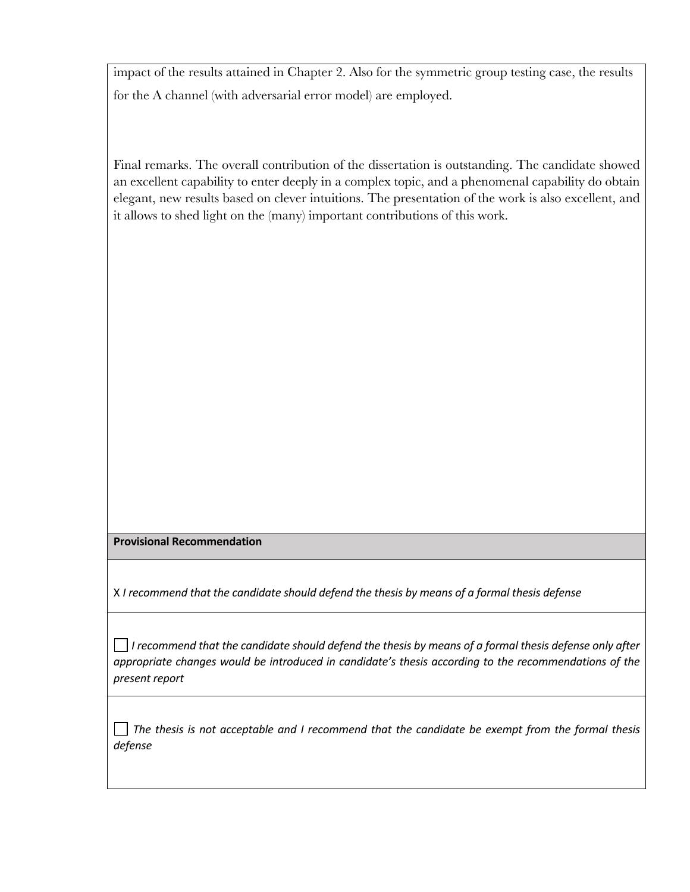impact of the results attained in Chapter 2. Also for the symmetric group testing case, the results for the A channel (with adversarial error model) are employed.

Final remarks. The overall contribution of the dissertation is outstanding. The candidate showed an excellent capability to enter deeply in a complex topic, and a phenomenal capability do obtain elegant, new results based on clever intuitions. The presentation of the work is also excellent, and it allows to shed light on the (many) important contributions of this work.

**Provisional Recommendation**

X *I recommend that the candidate should defend the thesis by means of a formal thesis defense*

☐ *I recommend that the candidate should defend the thesis by means of a formal thesis defense only after appropriate changes would be introduced in candidate's thesis according to the recommendations of the present report*

☐ *The thesis is not acceptable and I recommend that the candidate be exempt from the formal thesis defense*